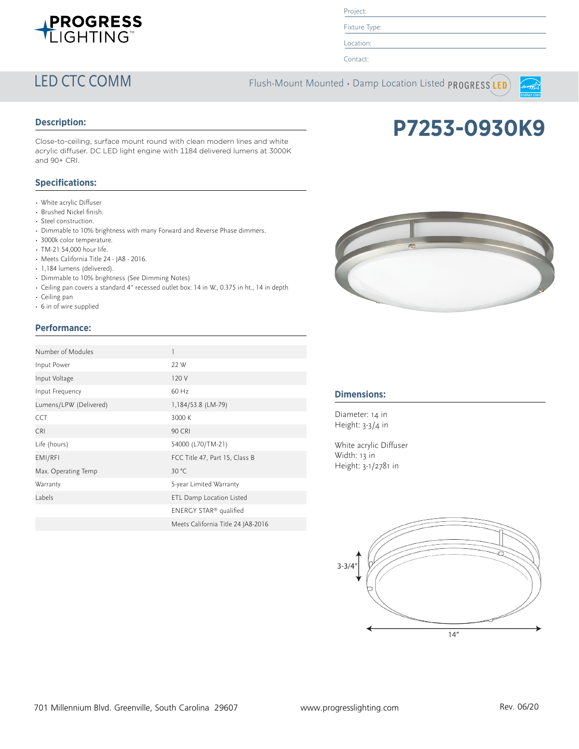# PROGRESS LIGHTING

Project:

Fixture Type:

Location:

Contact:

## LED CTC COMM

Flush-Mount Mounted • Damp Location Listed PROGRESS LED

# P7253-0930K9

## Description:

Close-to-ceiling, surface mount round with clean modern lines and white acrylic diffuser. DC LED light engine with 1184 delivered lumens at 3000K and 90+ CRI.

## Specifications:

- White acrylic Diffuser
- Brushed Nickel finish.
- Steel construction.
- Dimmable to 10% brightness with many Forward and Reverse Phase dimmers.
- 3000k color temperature.
- TM-21 54,000 hour life.
- Meets California Title 24 - JA8 - 2016.
- 1,184 lumens (delivered).
- Dimmable to 10% brightness (See Dimming Notes)
- Ceiling pan covers a standard 4" recessed outlet box: 14 in W., 0.375 in ht., 14 in depth
- Ceiling pan
- 6 in of wire supplied

## Performance:

| | |
|---|---|
| Number of Modules | 1 |
| Input Power | 22 W |
| Input Voltage | 120 V |
| Input Frequency | 60 Hz |
| Lumens/LPW (Delivered) | 1,184/53.8 (LM-79) |
| CCT | 3000 K |
| CRI | 90 CRI |
| Life (hours) | 54000 (L70/TM-21) |
| EMI/RFI | FCC Title 47, Part 15, Class B |
| Max. Operating Temp | 30 °C |
| Warranty | 5-year Limited Warranty |
| Labels | ETL Damp Location Listed |
| | ENERGY STAR® qualified |
| | Meets California Title 24 JA8-2016 |

## Dimensions:

Diameter: 14 in
Height: 3-3/4 in

White acrylic Diffuser
Width: 13 in
Height: 3-1/2781 in

3-3/4"

14"

701 Millennium Blvd. Greenville, South Carolina 29607 www.progresslighting.com Rev. 06/20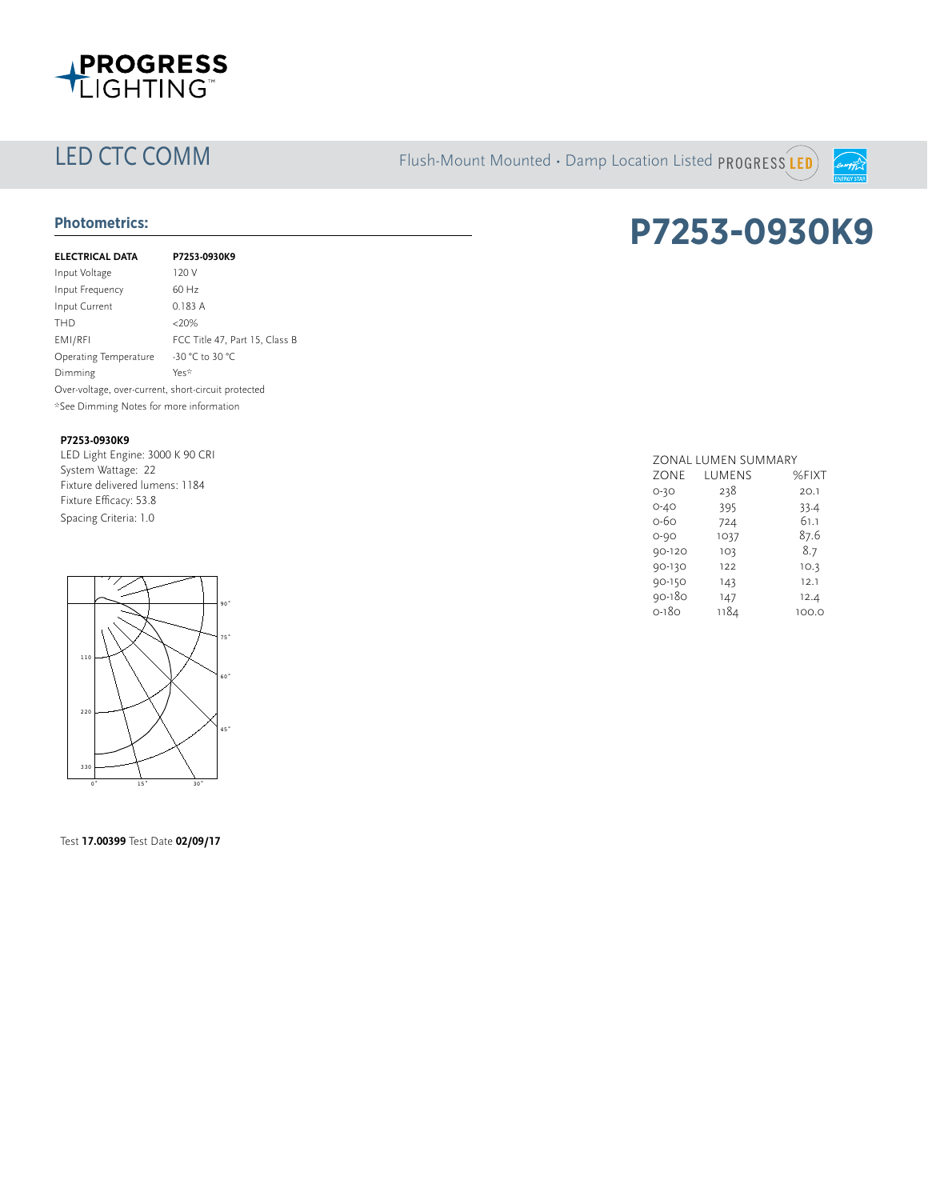# LED CTC COMM

Flush-Mount Mounted • Damp Location Listed PROGRESS LED

## Photometrics:

# P7253-0930K9

| ELECTRICAL DATA | P7253-0930K9 |
|---|---|
| Input Voltage | 120 V |
| Input Frequency | 60 Hz |
| Input Current | 0.183 A |
| THD | <20% |
| EMI/RFI | FCC Title 47, Part 15, Class B |
| Operating Temperature | -30 °C to 30 °C |
| Dimming | Yes* |

Over-voltage, over-current, short-circuit protected

*See Dimming Notes for more information

**P7253-0930K9**

LED Light Engine: 3000 K 90 CRI
System Wattage: 22
Fixture delivered lumens: 1184
Fixture Efficacy: 53.8
Spacing Criteria: 1.0

ZONAL LUMEN SUMMARY

| ZONE | LUMENS | %FIXT |
|---|---|---|
| 0-30 | 238 | 20.1 |
| 0-40 | 395 | 33.4 |
| 0-60 | 724 | 61.1 |
| 0-90 | 1037 | 87.6 |
| 90-120 | 103 | 8.7 |
| 90-130 | 122 | 10.3 |
| 90-150 | 143 | 12.1 |
| 90-180 | 147 | 12.4 |
| 0-180 | 1184 | 100.0 |

Test **17.00399** Test Date **02/09/17**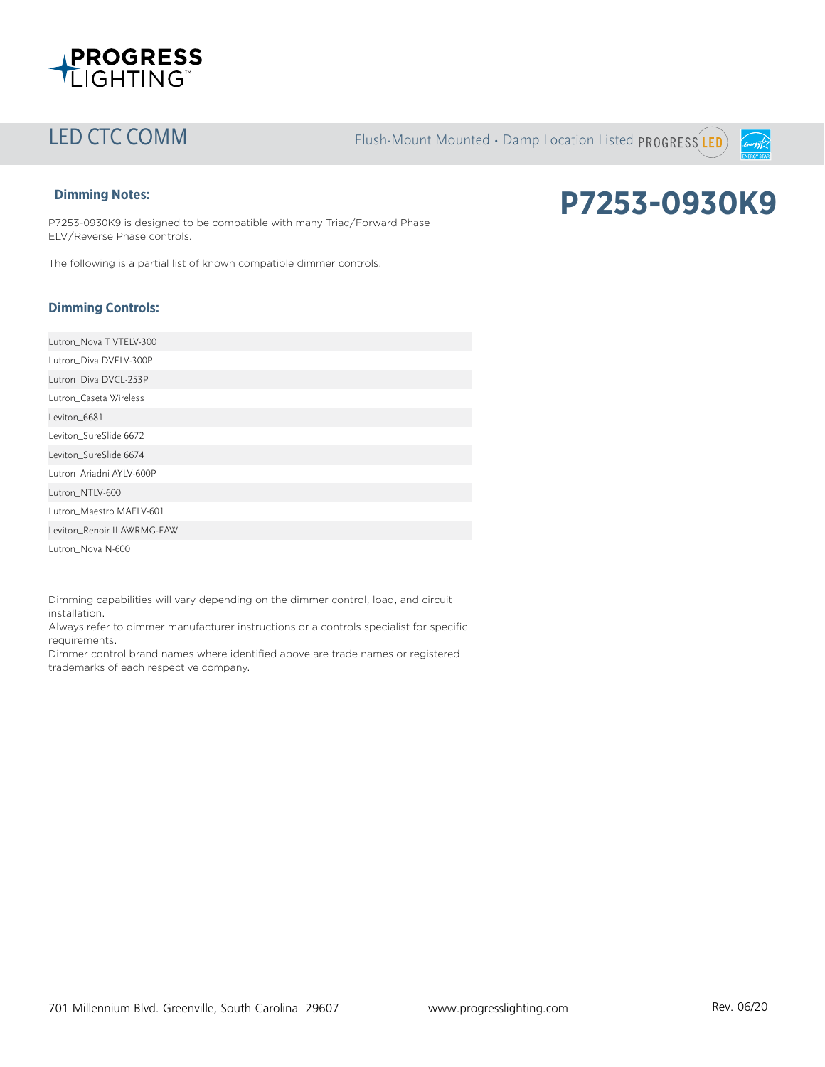# LED CTC COMM

Flush-Mount Mounted • Damp Location Listed

# P7253-0930K9

## Dimming Notes:

P7253-0930K9 is designed to be compatible with many Triac/Forward Phase ELV/Reverse Phase controls.

The following is a partial list of known compatible dimmer controls.

## Dimming Controls:

| |
|---|
| Lutron_Nova T VTELV-300 |
| Lutron_Diva DVELV-300P |
| Lutron_Diva DVCL-253P |
| Lutron_Caseta Wireless |
| Leviton_6681 |
| Leviton_SureSlide 6672 |
| Leviton_SureSlide 6674 |
| Lutron_Ariadni AYLV-600P |
| Lutron_NTLV-600 |
| Lutron_Maestro MAELV-601 |
| Leviton_Renoir II AWRMG-EAW |
| Lutron_Nova N-600 |

Dimming capabilities will vary depending on the dimmer control, load, and circuit installation.
Always refer to dimmer manufacturer instructions or a controls specialist for specific requirements.
Dimmer control brand names where identified above are trade names or registered trademarks of each respective company.

701 Millennium Blvd. Greenville, South Carolina 29607 www.progresslighting.com Rev. 06/20